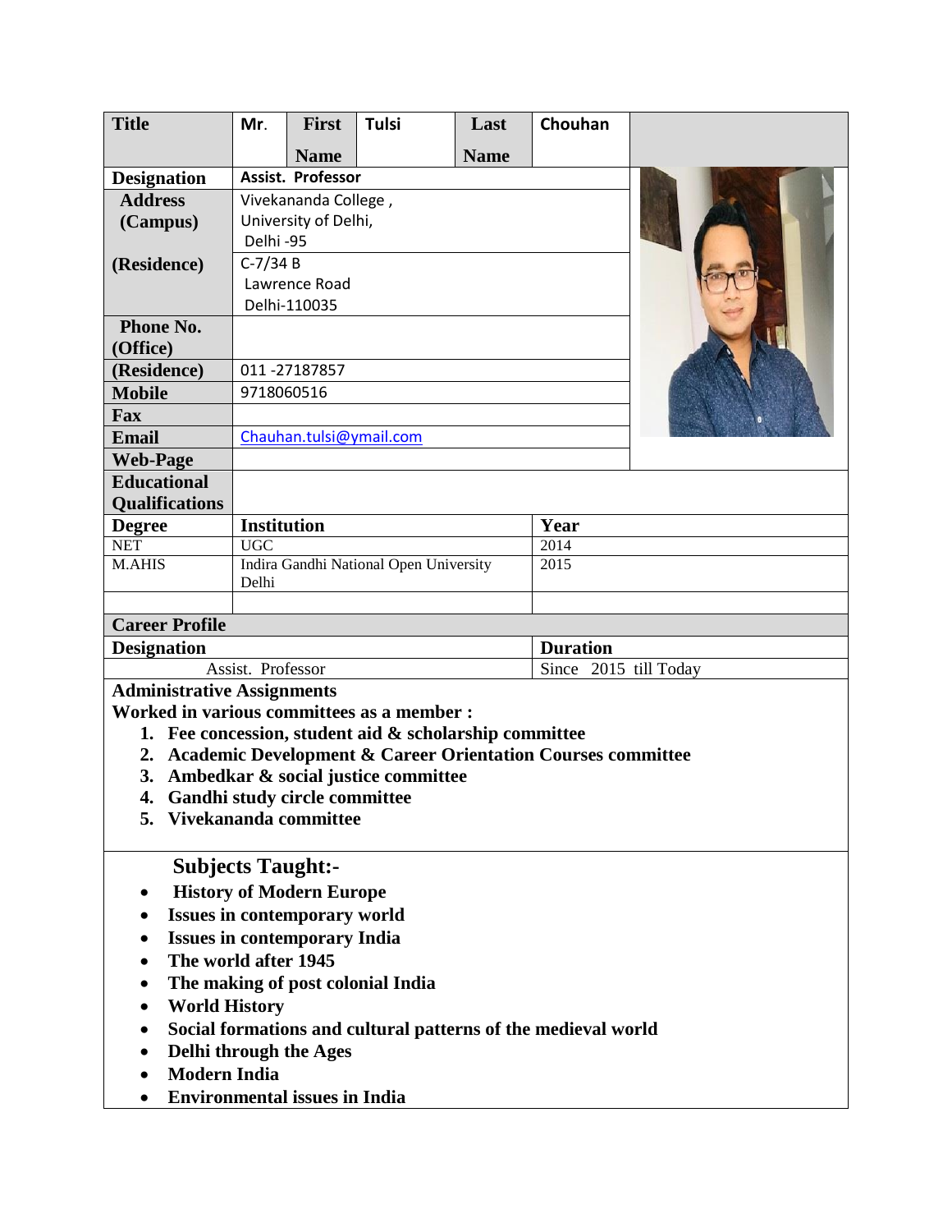| Title | Mr. | First Name | Tulsi | Last Name | Chouhan |
|---|---|---|---|---|---|
| **Designation** | Assist. Professor | | | | |
| **Address (Campus)** | Vivekananda College, University of Delhi, Delhi -95 | | | | |
| **(Residence)** | C-7/34 B Lawrence Road Delhi-110035 | | | | |
| **Phone No. (Office)** | | | | | |
| **(Residence)** | 011 -27187857 | | | | |
| **Mobile** | 9718060516 | | | | |
| **Fax** | | | | | |
| **Email** | Chauhan.tulsi@ymail.com | | | | |
| **Web-Page** | | | | | |

**Educational Qualifications**

| Degree | Institution | Year |
|---|---|---|
| NET | UGC | 2014 |
| M.AHIS | Indira Gandhi National Open University Delhi | 2015 |
| | | |

**Career Profile**

| Designation | Duration |
|---|---|
| Assist. Professor | Since 2015 till Today |

**Administrative Assignments**

**Worked in various committees as a member :**

1. **Fee concession, student aid & scholarship committee**
2. **Academic Development & Career Orientation Courses committee**
3. **Ambedkar & social justice committee**
4. **Gandhi study circle committee**
5. **Vivekananda committee**

## Subjects Taught:-

- **History of Modern Europe**
- **Issues in contemporary world**
- **Issues in contemporary India**
- **The world after 1945**
- **The making of post colonial India**
- **World History**
- **Social formations and cultural patterns of the medieval world**
- **Delhi through the Ages**
- **Modern India**
- **Environmental issues in India**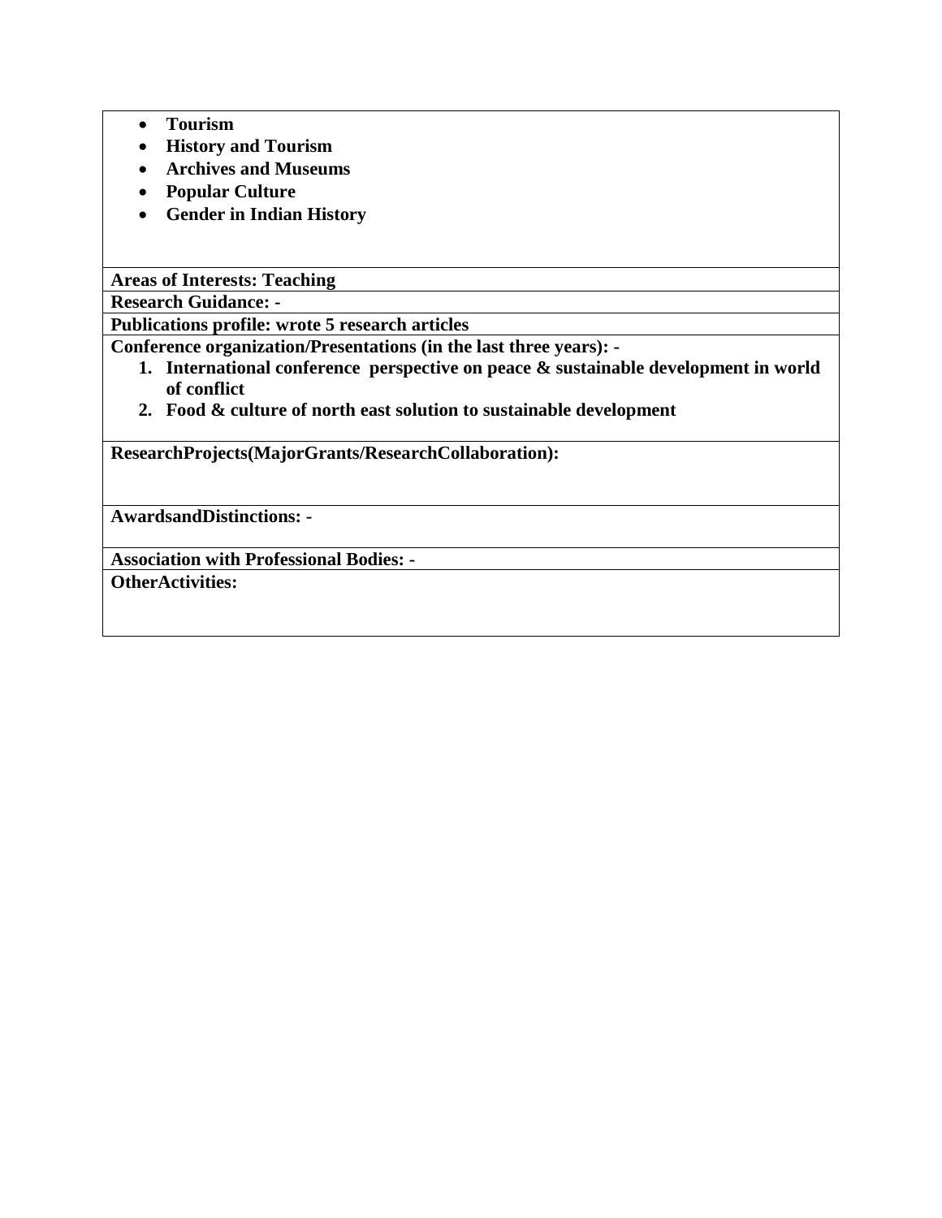- **Tourism**
- **History and Tourism**
- **Archives and Museums**
- **Popular Culture**
- **Gender in Indian History**

**Areas of Interests: Teaching**

**Research Guidance: -**

**Publications profile: wrote 5 research articles**

**Conference organization/Presentations (in the last three years): -**

1. **International conference perspective on peace & sustainable development in world of conflict**
2. **Food & culture of north east solution to sustainable development**

**ResearchProjects(MajorGrants/ResearchCollaboration):**

**AwardsandDistinctions: -**

**Association with Professional Bodies: -**

**OtherActivities:**